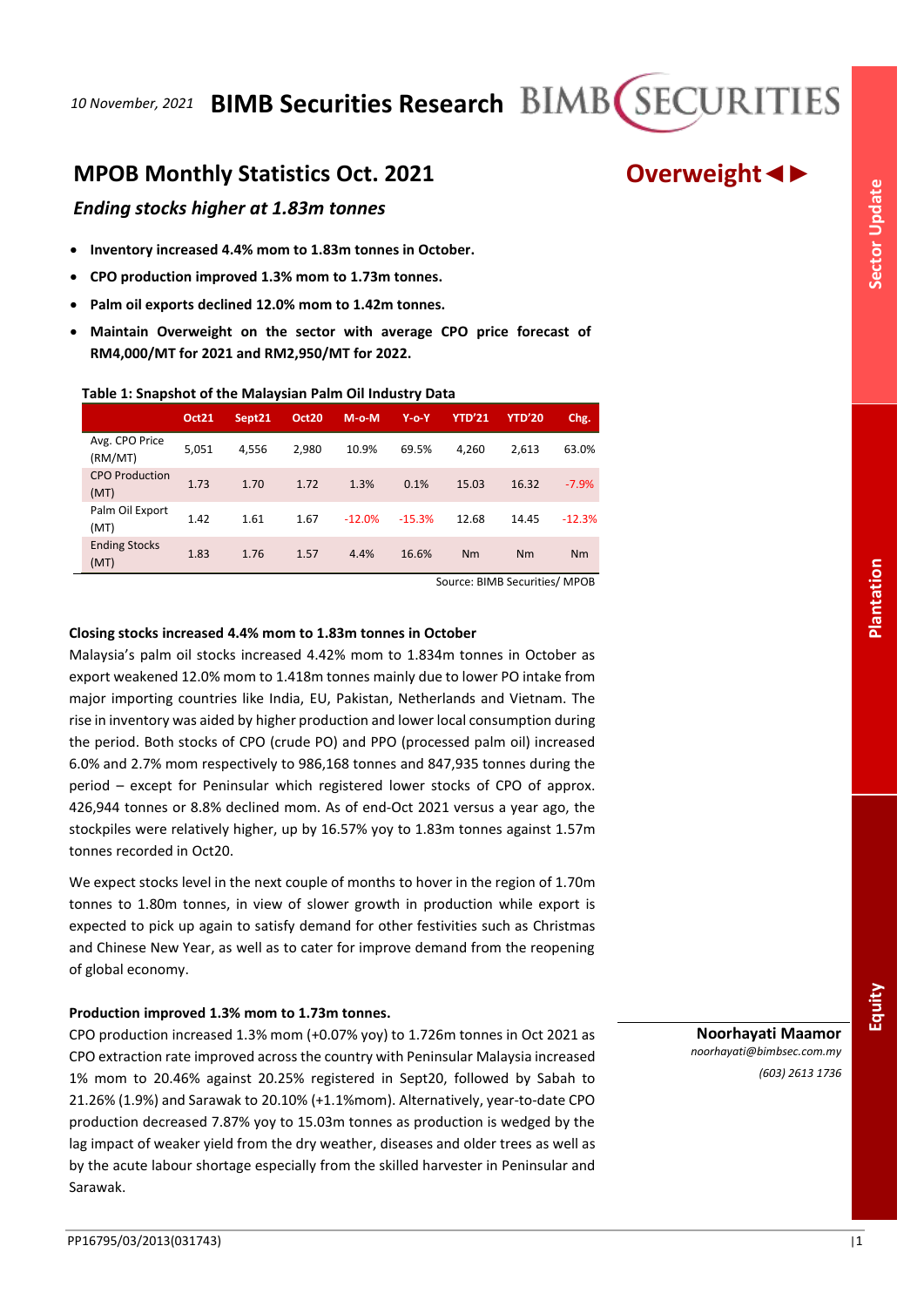10 November, 2021 **BIMB Securities Research**

# MPOB Monthly Statistics Oct. 2021

**Overweight ◄►**

*Ending stocks higher at 1.83m tonnes*

- **Inventory increased 4.4% mom to 1.83m tonnes in October.**
- **CPO production improved 1.3% mom to 1.73m tonnes.**
- **Palm oil exports declined 12.0% mom to 1.42m tonnes.**
- **Maintain Overweight on the sector with average CPO price forecast of RM4,000/MT for 2021 and RM2,950/MT for 2022.**

**Table 1: Snapshot of the Malaysian Palm Oil Industry Data**

| | Oct21 | Sept21 | Oct20 | M-o-M | Y-o-Y | YTD'21 | YTD'20 | Chg. |
|---|---|---|---|---|---|---|---|---|
| Avg. CPO Price (RM/MT) | 5,051 | 4,556 | 2,980 | 10.9% | 69.5% | 4,260 | 2,613 | 63.0% |
| CPO Production (MT) | 1.73 | 1.70 | 1.72 | 1.3% | 0.1% | 15.03 | 16.32 | -7.9% |
| Palm Oil Export (MT) | 1.42 | 1.61 | 1.67 | -12.0% | -15.3% | 12.68 | 14.45 | -12.3% |
| Ending Stocks (MT) | 1.83 | 1.76 | 1.57 | 4.4% | 16.6% | Nm | Nm | Nm |

Source: BIMB Securities/ MPOB

**Closing stocks increased 4.4% mom to 1.83m tonnes in October**

Malaysia's palm oil stocks increased 4.42% mom to 1.834m tonnes in October as export weakened 12.0% mom to 1.418m tonnes mainly due to lower PO intake from major importing countries like India, EU, Pakistan, Netherlands and Vietnam. The rise in inventory was aided by higher production and lower local consumption during the period. Both stocks of CPO (crude PO) and PPO (processed palm oil) increased 6.0% and 2.7% mom respectively to 986,168 tonnes and 847,935 tonnes during the period – except for Peninsular which registered lower stocks of CPO of approx. 426,944 tonnes or 8.8% declined mom. As of end-Oct 2021 versus a year ago, the stockpiles were relatively higher, up by 16.57% yoy to 1.83m tonnes against 1.57m tonnes recorded in Oct20.

We expect stocks level in the next couple of months to hover in the region of 1.70m tonnes to 1.80m tonnes, in view of slower growth in production while export is expected to pick up again to satisfy demand for other festivities such as Christmas and Chinese New Year, as well as to cater for improve demand from the reopening of global economy.

**Production improved 1.3% mom to 1.73m tonnes.**

CPO production increased 1.3% mom (+0.07% yoy) to 1.726m tonnes in Oct 2021 as CPO extraction rate improved across the country with Peninsular Malaysia increased 1% mom to 20.46% against 20.25% registered in Sept20, followed by Sabah to 21.26% (1.9%) and Sarawak to 20.10% (+1.1%mom). Alternatively, year-to-date CPO production decreased 7.87% yoy to 15.03m tonnes as production is wedged by the lag impact of weaker yield from the dry weather, diseases and older trees as well as by the acute labour shortage especially from the skilled harvester in Peninsular and Sarawak.

**Noorhayati Maamor**
*noorhayati@bimbsec.com.my*
*(603) 2613 1736*

PP16795/03/2013(031743)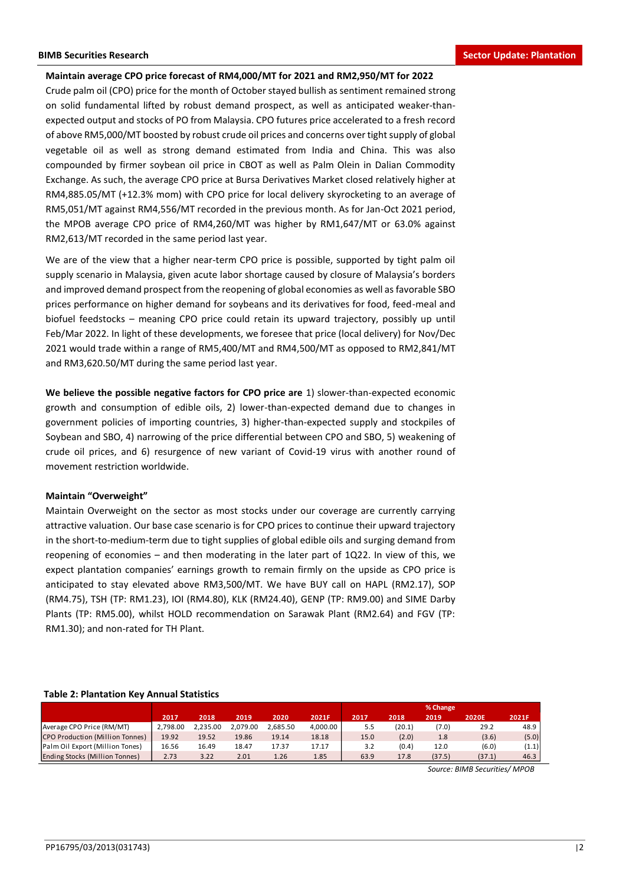**Maintain average CPO price forecast of RM4,000/MT for 2021 and RM2,950/MT for 2022**

Crude palm oil (CPO) price for the month of October stayed bullish as sentiment remained strong on solid fundamental lifted by robust demand prospect, as well as anticipated weaker-than-expected output and stocks of PO from Malaysia. CPO futures price accelerated to a fresh record of above RM5,000/MT boosted by robust crude oil prices and concerns over tight supply of global vegetable oil as well as strong demand estimated from India and China. This was also compounded by firmer soybean oil price in CBOT as well as Palm Olein in Dalian Commodity Exchange. As such, the average CPO price at Bursa Derivatives Market closed relatively higher at RM4,885.05/MT (+12.3% mom) with CPO price for local delivery skyrocketing to an average of RM5,051/MT against RM4,556/MT recorded in the previous month. As for Jan-Oct 2021 period, the MPOB average CPO price of RM4,260/MT was higher by RM1,647/MT or 63.0% against RM2,613/MT recorded in the same period last year.

We are of the view that a higher near-term CPO price is possible, supported by tight palm oil supply scenario in Malaysia, given acute labor shortage caused by closure of Malaysia's borders and improved demand prospect from the reopening of global economies as well as favorable SBO prices performance on higher demand for soybeans and its derivatives for food, feed-meal and biofuel feedstocks – meaning CPO price could retain its upward trajectory, possibly up until Feb/Mar 2022. In light of these developments, we foresee that price (local delivery) for Nov/Dec 2021 would trade within a range of RM5,400/MT and RM4,500/MT as opposed to RM2,841/MT and RM3,620.50/MT during the same period last year.

**We believe the possible negative factors for CPO price are** 1) slower-than-expected economic growth and consumption of edible oils, 2) lower-than-expected demand due to changes in government policies of importing countries, 3) higher-than-expected supply and stockpiles of Soybean and SBO, 4) narrowing of the price differential between CPO and SBO, 5) weakening of crude oil prices, and 6) resurgence of new variant of Covid-19 virus with another round of movement restriction worldwide.

**Maintain "Overweight"**

Maintain Overweight on the sector as most stocks under our coverage are currently carrying attractive valuation. Our base case scenario is for CPO prices to continue their upward trajectory in the short-to-medium-term due to tight supplies of global edible oils and surging demand from reopening of economies – and then moderating in the later part of 1Q22. In view of this, we expect plantation companies' earnings growth to remain firmly on the upside as CPO price is anticipated to stay elevated above RM3,500/MT. We have BUY call on HAPL (RM2.17), SOP (RM4.75), TSH (TP: RM1.23), IOI (RM4.80), KLK (RM24.40), GENP (TP: RM9.00) and SIME Darby Plants (TP: RM5.00), whilst HOLD recommendation on Sarawak Plant (RM2.64) and FGV (TP: RM1.30); and non-rated for TH Plant.

**Table 2: Plantation Key Annual Statistics**

| | 2017 | 2018 | 2019 | 2020 | 2021F | % Change 2017 | 2018 | 2019 | 2020E | 2021F |
|---|---|---|---|---|---|---|---|---|---|---|
| Average CPO Price (RM/MT) | 2,798.00 | 2,235.00 | 2,079.00 | 2,685.50 | 4,000.00 | 5.5 | (20.1) | (7.0) | 29.2 | 48.9 |
| CPO Production (Million Tonnes) | 19.92 | 19.52 | 19.86 | 19.14 | 18.18 | 15.0 | (2.0) | 1.8 | (3.6) | (5.0) |
| Palm Oil Export (Million Tones) | 16.56 | 16.49 | 18.47 | 17.37 | 17.17 | 3.2 | (0.4) | 12.0 | (6.0) | (1.1) |
| Ending Stocks (Million Tonnes) | 2.73 | 3.22 | 2.01 | 1.26 | 1.85 | 63.9 | 17.8 | (37.5) | (37.1) | 46.3 |

*Source: BIMB Securities/ MPOB*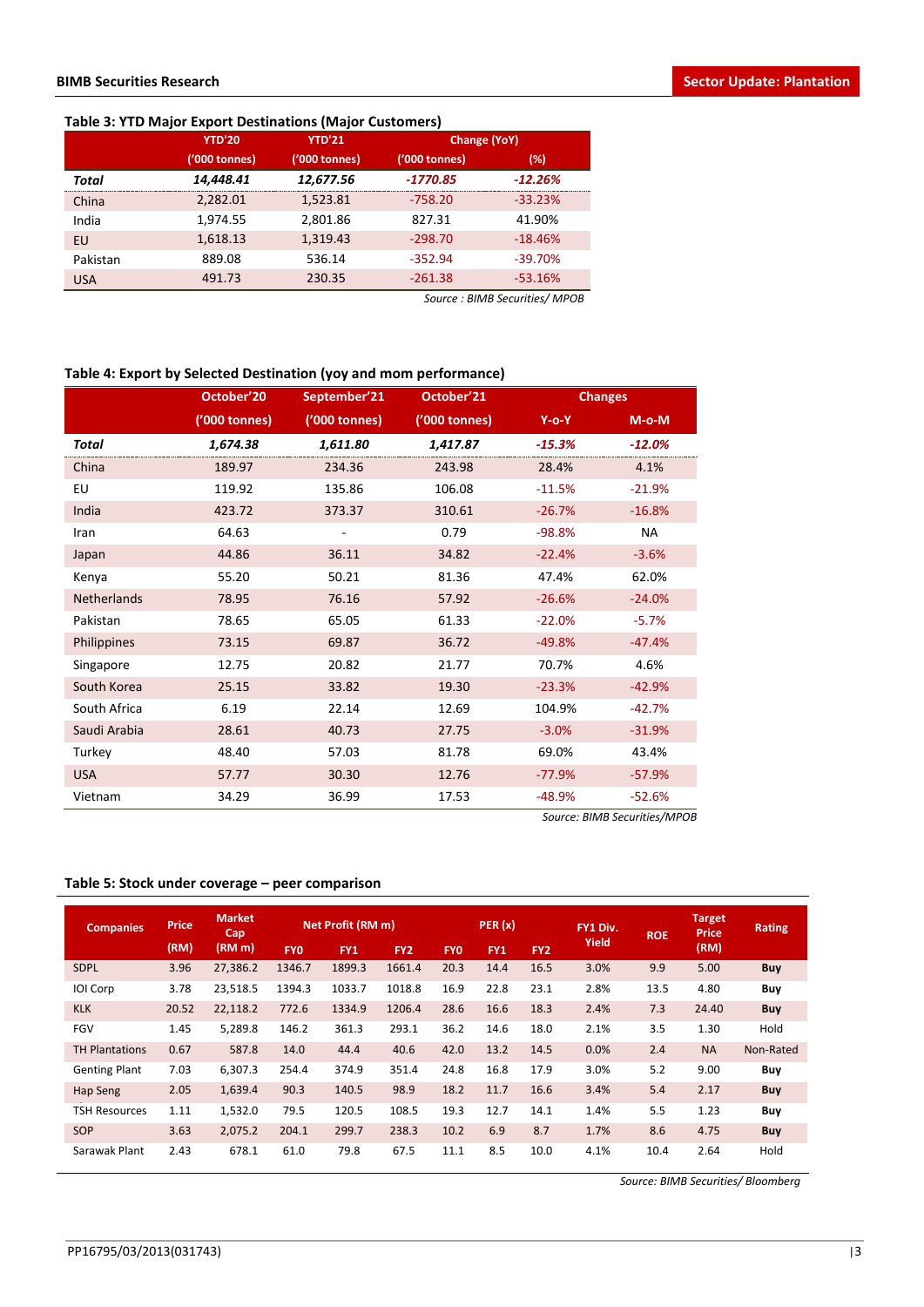**Table 3: YTD Major Export Destinations (Major Customers)**

| | YTD'20 | YTD'21 | Change (YoY) | |
|---|---|---|---|---|
| | ('000 tonnes) | ('000 tonnes) | ('000 tonnes) | (%) |
| ***Total*** | ***14,448.41*** | ***12,677.56*** | ***-1770.85*** | ***-12.26%*** |
| China | 2,282.01 | 1,523.81 | -758.20 | -33.23% |
| India | 1,974.55 | 2,801.86 | 827.31 | 41.90% |
| EU | 1,618.13 | 1,319.43 | -298.70 | -18.46% |
| Pakistan | 889.08 | 536.14 | -352.94 | -39.70% |
| USA | 491.73 | 230.35 | -261.38 | -53.16% |

*Source : BIMB Securities/ MPOB*

**Table 4: Export by Selected Destination (yoy and mom performance)**

| | October'20 | September'21 | October'21 | Changes | |
|---|---|---|---|---|---|
| | ('000 tonnes) | ('000 tonnes) | ('000 tonnes) | Y-o-Y | M-o-M |
| ***Total*** | ***1,674.38*** | ***1,611.80*** | ***1,417.87*** | ***-15.3%*** | ***-12.0%*** |
| China | 189.97 | 234.36 | 243.98 | 28.4% | 4.1% |
| EU | 119.92 | 135.86 | 106.08 | -11.5% | -21.9% |
| India | 423.72 | 373.37 | 310.61 | -26.7% | -16.8% |
| Iran | 64.63 | - | 0.79 | -98.8% | NA |
| Japan | 44.86 | 36.11 | 34.82 | -22.4% | -3.6% |
| Kenya | 55.20 | 50.21 | 81.36 | 47.4% | 62.0% |
| Netherlands | 78.95 | 76.16 | 57.92 | -26.6% | -24.0% |
| Pakistan | 78.65 | 65.05 | 61.33 | -22.0% | -5.7% |
| Philippines | 73.15 | 69.87 | 36.72 | -49.8% | -47.4% |
| Singapore | 12.75 | 20.82 | 21.77 | 70.7% | 4.6% |
| South Korea | 25.15 | 33.82 | 19.30 | -23.3% | -42.9% |
| South Africa | 6.19 | 22.14 | 12.69 | 104.9% | -42.7% |
| Saudi Arabia | 28.61 | 40.73 | 27.75 | -3.0% | -31.9% |
| Turkey | 48.40 | 57.03 | 81.78 | 69.0% | 43.4% |
| USA | 57.77 | 30.30 | 12.76 | -77.9% | -57.9% |
| Vietnam | 34.29 | 36.99 | 17.53 | -48.9% | -52.6% |

*Source: BIMB Securities/MPOB*

**Table 5: Stock under coverage – peer comparison**

| Companies | Price (RM) | Market Cap (RM m) | Net Profit (RM m) | | | PER (x) | | | FY1 Div. Yield | ROE | Target Price (RM) | Rating |
|---|---|---|---|---|---|---|---|---|---|---|---|---|
| | | | FY0 | FY1 | FY2 | FY0 | FY1 | FY2 | | | | |
| SDPL | 3.96 | 27,386.2 | 1346.7 | 1899.3 | 1661.4 | 20.3 | 14.4 | 16.5 | 3.0% | 9.9 | 5.00 | **Buy** |
| IOI Corp | 3.78 | 23,518.5 | 1394.3 | 1033.7 | 1018.8 | 16.9 | 22.8 | 23.1 | 2.8% | 13.5 | 4.80 | **Buy** |
| KLK | 20.52 | 22,118.2 | 772.6 | 1334.9 | 1206.4 | 28.6 | 16.6 | 18.3 | 2.4% | 7.3 | 24.40 | **Buy** |
| FGV | 1.45 | 5,289.8 | 146.2 | 361.3 | 293.1 | 36.2 | 14.6 | 18.0 | 2.1% | 3.5 | 1.30 | Hold |
| TH Plantations | 0.67 | 587.8 | 14.0 | 44.4 | 40.6 | 42.0 | 13.2 | 14.5 | 0.0% | 2.4 | NA | Non-Rated |
| Genting Plant | 7.03 | 6,307.3 | 254.4 | 374.9 | 351.4 | 24.8 | 16.8 | 17.9 | 3.0% | 5.2 | 9.00 | **Buy** |
| Hap Seng | 2.05 | 1,639.4 | 90.3 | 140.5 | 98.9 | 18.2 | 11.7 | 16.6 | 3.4% | 5.4 | 2.17 | **Buy** |
| TSH Resources | 1.11 | 1,532.0 | 79.5 | 120.5 | 108.5 | 19.3 | 12.7 | 14.1 | 1.4% | 5.5 | 1.23 | **Buy** |
| SOP | 3.63 | 2,075.2 | 204.1 | 299.7 | 238.3 | 10.2 | 6.9 | 8.7 | 1.7% | 8.6 | 4.75 | **Buy** |
| Sarawak Plant | 2.43 | 678.1 | 61.0 | 79.8 | 67.5 | 11.1 | 8.5 | 10.0 | 4.1% | 10.4 | 2.64 | Hold |

*Source: BIMB Securities/ Bloomberg*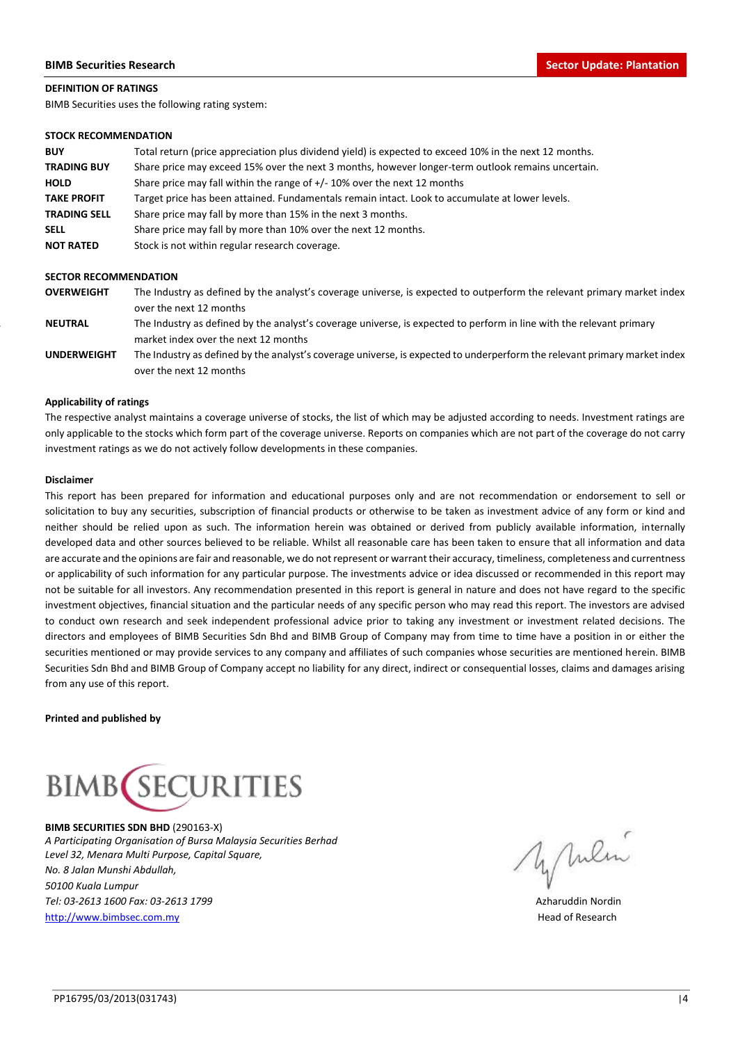**DEFINITION OF RATINGS**

BIMB Securities uses the following rating system:

**STOCK RECOMMENDATION**

| | |
|---|---|
| **BUY** | Total return (price appreciation plus dividend yield) is expected to exceed 10% in the next 12 months. |
| **TRADING BUY** | Share price may exceed 15% over the next 3 months, however longer-term outlook remains uncertain. |
| **HOLD** | Share price may fall within the range of +/- 10% over the next 12 months |
| **TAKE PROFIT** | Target price has been attained. Fundamentals remain intact. Look to accumulate at lower levels. |
| **TRADING SELL** | Share price may fall by more than 15% in the next 3 months. |
| **SELL** | Share price may fall by more than 10% over the next 12 months. |
| **NOT RATED** | Stock is not within regular research coverage. |

**SECTOR RECOMMENDATION**

| | |
|---|---|
| **OVERWEIGHT** | The Industry as defined by the analyst's coverage universe, is expected to outperform the relevant primary market index over the next 12 months |
| **NEUTRAL** | The Industry as defined by the analyst's coverage universe, is expected to perform in line with the relevant primary market index over the next 12 months |
| **UNDERWEIGHT** | The Industry as defined by the analyst's coverage universe, is expected to underperform the relevant primary market index over the next 12 months |

**Applicability of ratings**

The respective analyst maintains a coverage universe of stocks, the list of which may be adjusted according to needs. Investment ratings are only applicable to the stocks which form part of the coverage universe. Reports on companies which are not part of the coverage do not carry investment ratings as we do not actively follow developments in these companies.

**Disclaimer**

This report has been prepared for information and educational purposes only and are not recommendation or endorsement to sell or solicitation to buy any securities, subscription of financial products or otherwise to be taken as investment advice of any form or kind and neither should be relied upon as such. The information herein was obtained or derived from publicly available information, internally developed data and other sources believed to be reliable. Whilst all reasonable care has been taken to ensure that all information and data are accurate and the opinions are fair and reasonable, we do not represent or warrant their accuracy, timeliness, completeness and currentness or applicability of such information for any particular purpose. The investments advice or idea discussed or recommended in this report may not be suitable for all investors. Any recommendation presented in this report is general in nature and does not have regard to the specific investment objectives, financial situation and the particular needs of any specific person who may read this report. The investors are advised to conduct own research and seek independent professional advice prior to taking any investment or investment related decisions. The directors and employees of BIMB Securities Sdn Bhd and BIMB Group of Company may from time to time have a position in or either the securities mentioned or may provide services to any company and affiliates of such companies whose securities are mentioned herein. BIMB Securities Sdn Bhd and BIMB Group of Company accept no liability for any direct, indirect or consequential losses, claims and damages arising from any use of this report.

**Printed and published by**

BIMB SECURITIES

**BIMB SECURITIES SDN BHD** (290163-X)
*A Participating Organisation of Bursa Malaysia Securities Berhad*
*Level 32, Menara Multi Purpose, Capital Square,*
*No. 8 Jalan Munshi Abdullah,*
*50100 Kuala Lumpur*
*Tel: 03-2613 1600 Fax: 03-2613 1799*
http://www.bimbsec.com.my

Azharuddin Nordin
Head of Research

PP16795/03/2013(031743)